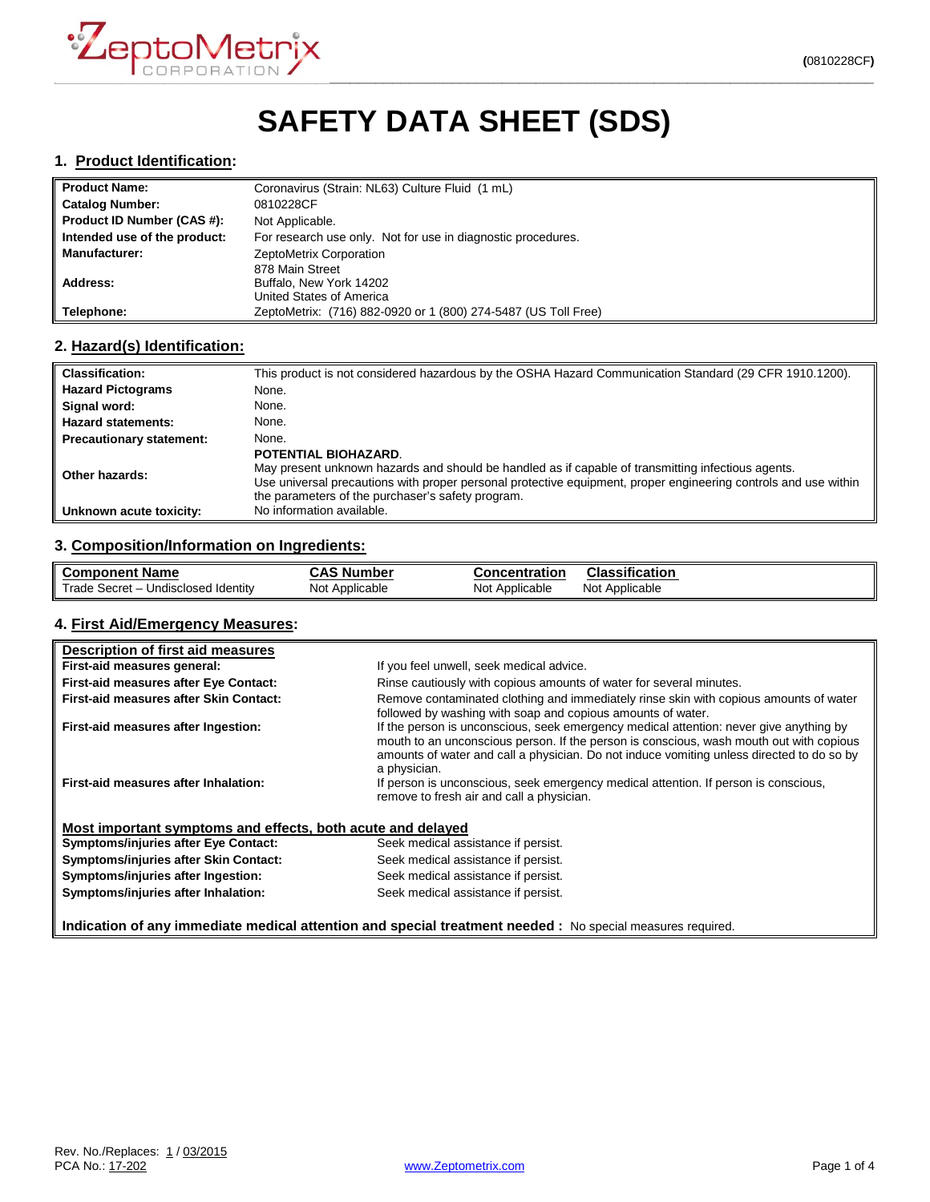# SAFETY DATA SHEET (SDS)

## 1. Product Identification:

| | |
|---|---|
| **Product Name:** | Coronavirus (Strain: NL63) Culture Fluid (1 mL) |
| **Catalog Number:** | 0810228CF |
| **Product ID Number (CAS #):** | Not Applicable. |
| **Intended use of the product:** | For research use only. Not for use in diagnostic procedures. |
| **Manufacturer:** | ZeptoMetrix Corporation |
| **Address:** | 878 Main Street<br>Buffalo, New York 14202<br>United States of America |
| **Telephone:** | ZeptoMetrix: (716) 882-0920 or 1 (800) 274-5487 (US Toll Free) |

## 2. Hazard(s) Identification:

| | |
|---|---|
| **Classification:** | This product is not considered hazardous by the OSHA Hazard Communication Standard (29 CFR 1910.1200). |
| **Hazard Pictograms** | None. |
| **Signal word:** | None. |
| **Hazard statements:** | None. |
| **Precautionary statement:** | None. |
| **Other hazards:** | **POTENTIAL BIOHAZARD**.<br>May present unknown hazards and should be handled as if capable of transmitting infectious agents.<br>Use universal precautions with proper personal protective equipment, proper engineering controls and use within the parameters of the purchaser's safety program. |
| **Unknown acute toxicity:** | No information available. |

## 3. Composition/Information on Ingredients:

| Component Name | CAS Number | Concentration | Classification |
|---|---|---|---|
| Trade Secret – Undisclosed Identity | Not Applicable | Not Applicable | Not Applicable |

## 4. First Aid/Emergency Measures:

**Description of first aid measures**

| | |
|---|---|
| **First-aid measures general:** | If you feel unwell, seek medical advice. |
| **First-aid measures after Eye Contact:** | Rinse cautiously with copious amounts of water for several minutes. |
| **First-aid measures after Skin Contact:** | Remove contaminated clothing and immediately rinse skin with copious amounts of water followed by washing with soap and copious amounts of water. |
| **First-aid measures after Ingestion:** | If the person is unconscious, seek emergency medical attention: never give anything by mouth to an unconscious person. If the person is conscious, wash mouth out with copious amounts of water and call a physician. Do not induce vomiting unless directed to do so by a physician. |
| **First-aid measures after Inhalation:** | If person is unconscious, seek emergency medical attention. If person is conscious, remove to fresh air and call a physician. |

**Most important symptoms and effects, both acute and delayed**

| | |
|---|---|
| **Symptoms/injuries after Eye Contact:** | Seek medical assistance if persist. |
| **Symptoms/injuries after Skin Contact:** | Seek medical assistance if persist. |
| **Symptoms/injuries after Ingestion:** | Seek medical assistance if persist. |
| **Symptoms/injuries after Inhalation:** | Seek medical assistance if persist. |

**Indication of any immediate medical attention and special treatment needed :** No special measures required.

Rev. No./Replaces: 1 / 03/2015
PCA No.: 17-202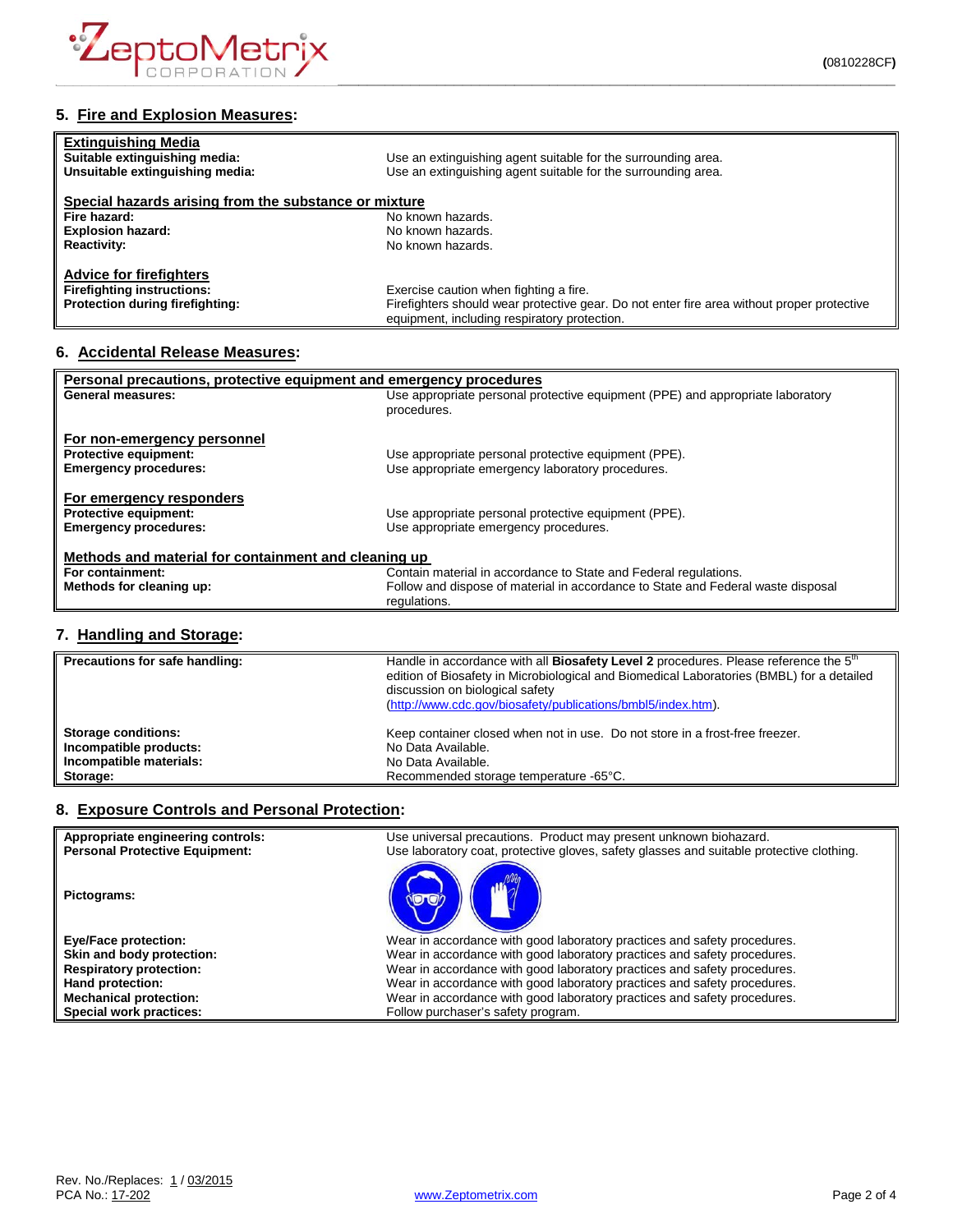## 5. Fire and Explosion Measures:

| **Extinguishing Media** | |
|---|---|
| **Suitable extinguishing media:** | Use an extinguishing agent suitable for the surrounding area. |
| **Unsuitable extinguishing media:** | Use an extinguishing agent suitable for the surrounding area. |
| **Special hazards arising from the substance or mixture** | |
| **Fire hazard:** | No known hazards. |
| **Explosion hazard:** | No known hazards. |
| **Reactivity:** | No known hazards. |
| **Advice for firefighters** | |
| **Firefighting instructions:** | Exercise caution when fighting a fire. |
| **Protection during firefighting:** | Firefighters should wear protective gear. Do not enter fire area without proper protective equipment, including respiratory protection. |

## 6. Accidental Release Measures:

| **Personal precautions, protective equipment and emergency procedures** | |
|---|---|
| **General measures:** | Use appropriate personal protective equipment (PPE) and appropriate laboratory procedures. |
| **For non-emergency personnel** | |
| **Protective equipment:** | Use appropriate personal protective equipment (PPE). |
| **Emergency procedures:** | Use appropriate emergency laboratory procedures. |
| **For emergency responders** | |
| **Protective equipment:** | Use appropriate personal protective equipment (PPE). |
| **Emergency procedures:** | Use appropriate emergency procedures. |
| **Methods and material for containment and cleaning up** | |
| **For containment:** | Contain material in accordance to State and Federal regulations. |
| **Methods for cleaning up:** | Follow and dispose of material in accordance to State and Federal waste disposal regulations. |

## 7. Handling and Storage:

| | |
|---|---|
| **Precautions for safe handling:** | Handle in accordance with all **Biosafety Level 2** procedures. Please reference the 5th edition of Biosafety in Microbiological and Biomedical Laboratories (BMBL) for a detailed discussion on biological safety (http://www.cdc.gov/biosafety/publications/bmbl5/index.htm). |
| **Storage conditions:** | Keep container closed when not in use. Do not store in a frost-free freezer. |
| **Incompatible products:** | No Data Available. |
| **Incompatible materials:** | No Data Available. |
| **Storage:** | Recommended storage temperature -65°C. |

## 8. Exposure Controls and Personal Protection:

| | |
|---|---|
| **Appropriate engineering controls:** | Use universal precautions. Product may present unknown biohazard. |
| **Personal Protective Equipment:** | Use laboratory coat, protective gloves, safety glasses and suitable protective clothing. |
| **Pictograms:** | |
| **Eye/Face protection:** | Wear in accordance with good laboratory practices and safety procedures. |
| **Skin and body protection:** | Wear in accordance with good laboratory practices and safety procedures. |
| **Respiratory protection:** | Wear in accordance with good laboratory practices and safety procedures. |
| **Hand protection:** | Wear in accordance with good laboratory practices and safety procedures. |
| **Mechanical protection:** | Wear in accordance with good laboratory practices and safety procedures. |
| **Special work practices:** | Follow purchaser's safety program. |

Rev. No./Replaces: 1 / 03/2015
PCA No.: 17-202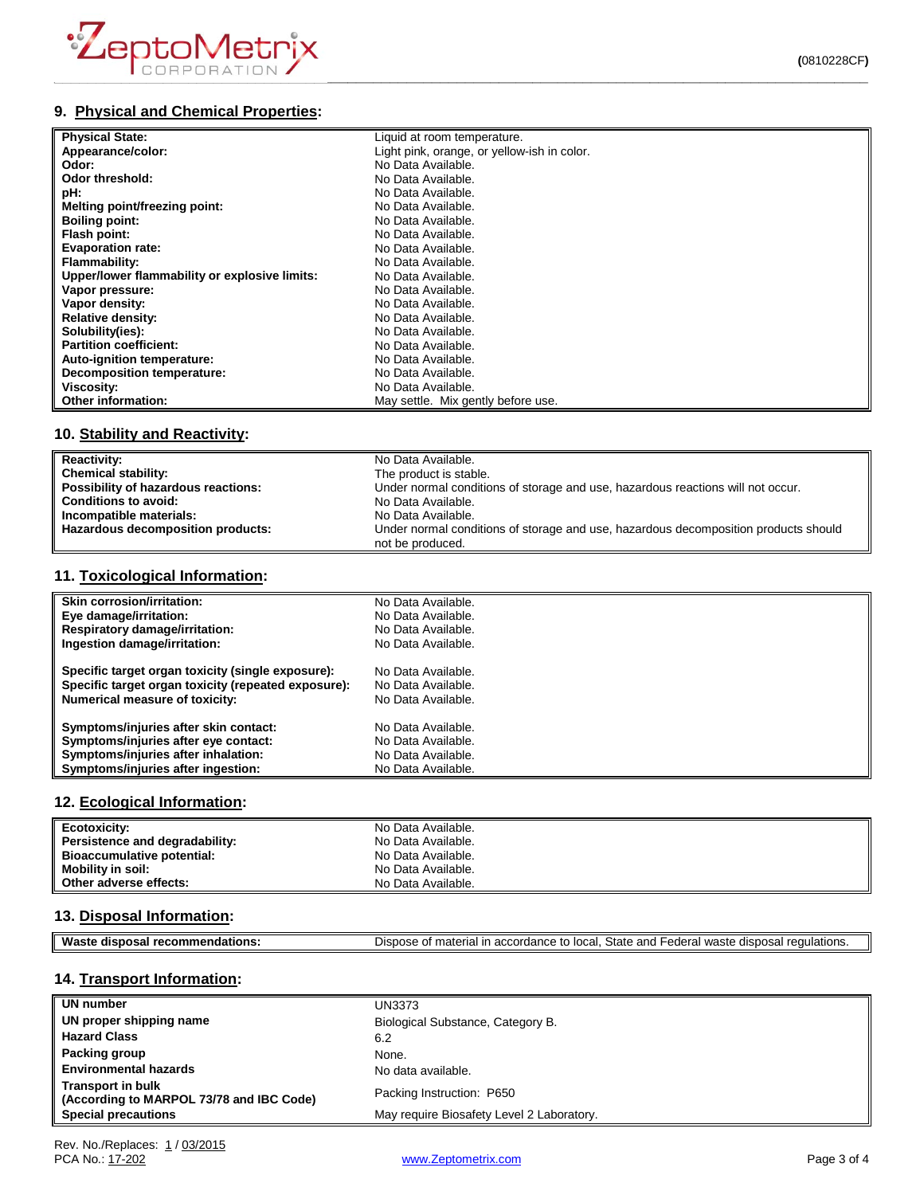## 9. Physical and Chemical Properties:

| | |
|---|---|
| **Physical State:** | Liquid at room temperature. |
| **Appearance/color:** | Light pink, orange, or yellow-ish in color. |
| **Odor:** | No Data Available. |
| **Odor threshold:** | No Data Available. |
| **pH:** | No Data Available. |
| **Melting point/freezing point:** | No Data Available. |
| **Boiling point:** | No Data Available. |
| **Flash point:** | No Data Available. |
| **Evaporation rate:** | No Data Available. |
| **Flammability:** | No Data Available. |
| **Upper/lower flammability or explosive limits:** | No Data Available. |
| **Vapor pressure:** | No Data Available. |
| **Vapor density:** | No Data Available. |
| **Relative density:** | No Data Available. |
| **Solubility(ies):** | No Data Available. |
| **Partition coefficient:** | No Data Available. |
| **Auto-ignition temperature:** | No Data Available. |
| **Decomposition temperature:** | No Data Available. |
| **Viscosity:** | No Data Available. |
| **Other information:** | May settle. Mix gently before use. |

## 10. Stability and Reactivity:

| | |
|---|---|
| **Reactivity:** | No Data Available. |
| **Chemical stability:** | The product is stable. |
| **Possibility of hazardous reactions:** | Under normal conditions of storage and use, hazardous reactions will not occur. |
| **Conditions to avoid:** | No Data Available. |
| **Incompatible materials:** | No Data Available. |
| **Hazardous decomposition products:** | Under normal conditions of storage and use, hazardous decomposition products should not be produced. |

## 11. Toxicological Information:

| | |
|---|---|
| **Skin corrosion/irritation:** | No Data Available. |
| **Eye damage/irritation:** | No Data Available. |
| **Respiratory damage/irritation:** | No Data Available. |
| **Ingestion damage/irritation:** | No Data Available. |
| **Specific target organ toxicity (single exposure):** | No Data Available. |
| **Specific target organ toxicity (repeated exposure):** | No Data Available. |
| **Numerical measure of toxicity:** | No Data Available. |
| **Symptoms/injuries after skin contact:** | No Data Available. |
| **Symptoms/injuries after eye contact:** | No Data Available. |
| **Symptoms/injuries after inhalation:** | No Data Available. |
| **Symptoms/injuries after ingestion:** | No Data Available. |

## 12. Ecological Information:

| | |
|---|---|
| **Ecotoxicity:** | No Data Available. |
| **Persistence and degradability:** | No Data Available. |
| **Bioaccumulative potential:** | No Data Available. |
| **Mobility in soil:** | No Data Available. |
| **Other adverse effects:** | No Data Available. |

## 13. Disposal Information:

| | |
|---|---|
| **Waste disposal recommendations:** | Dispose of material in accordance to local, State and Federal waste disposal regulations. |

## 14. Transport Information:

| | |
|---|---|
| **UN number** | UN3373 |
| **UN proper shipping name** | Biological Substance, Category B. |
| **Hazard Class** | 6.2 |
| **Packing group** | None. |
| **Environmental hazards** | No data available. |
| **Transport in bulk (According to MARPOL 73/78 and IBC Code)** | Packing Instruction: P650 |
| **Special precautions** | May require Biosafety Level 2 Laboratory. |

Rev. No./Replaces: 1 / 03/2015
PCA No.: 17-202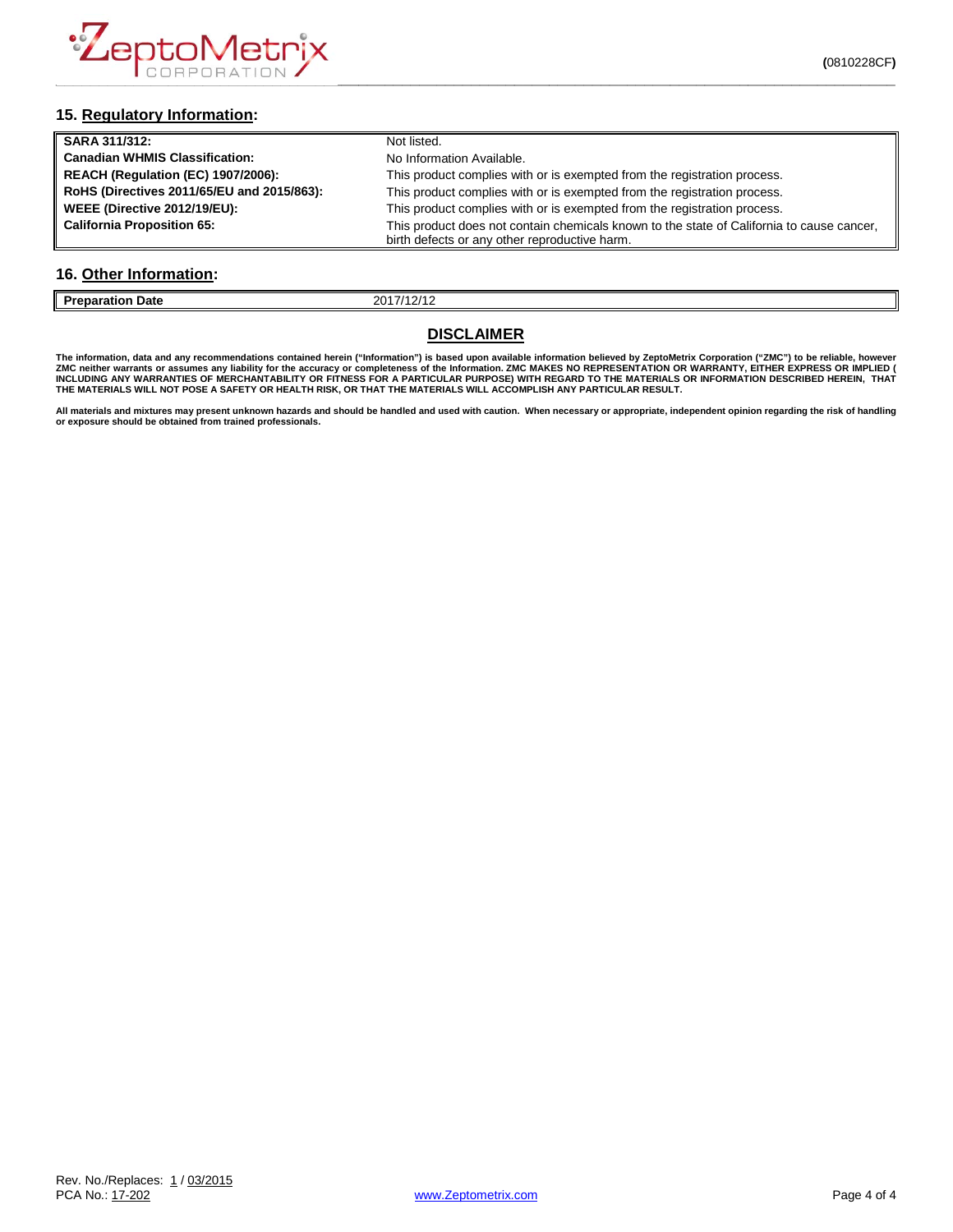## 15. Regulatory Information:

| | |
|---|---|
| **SARA 311/312:** | Not listed. |
| **Canadian WHMIS Classification:** | No Information Available. |
| **REACH (Regulation (EC) 1907/2006):** | This product complies with or is exempted from the registration process. |
| **RoHS (Directives 2011/65/EU and 2015/863):** | This product complies with or is exempted from the registration process. |
| **WEEE (Directive 2012/19/EU):** | This product complies with or is exempted from the registration process. |
| **California Proposition 65:** | This product does not contain chemicals known to the state of California to cause cancer, birth defects or any other reproductive harm. |

## 16. Other Information:

| | |
|---|---|
| **Preparation Date** | 2017/12/12 |

## DISCLAIMER

**The information, data and any recommendations contained herein ("Information") is based upon available information believed by ZeptoMetrix Corporation ("ZMC") to be reliable, however ZMC neither warrants or assumes any liability for the accuracy or completeness of the Information. ZMC MAKES NO REPRESENTATION OR WARRANTY, EITHER EXPRESS OR IMPLIED ( INCLUDING ANY WARRANTIES OF MERCHANTABILITY OR FITNESS FOR A PARTICULAR PURPOSE) WITH REGARD TO THE MATERIALS OR INFORMATION DESCRIBED HEREIN, THAT THE MATERIALS WILL NOT POSE A SAFETY OR HEALTH RISK, OR THAT THE MATERIALS WILL ACCOMPLISH ANY PARTICULAR RESULT.**

**All materials and mixtures may present unknown hazards and should be handled and used with caution. When necessary or appropriate, independent opinion regarding the risk of handling or exposure should be obtained from trained professionals.**

Rev. No./Replaces: 1 / 03/2015
PCA No.: 17-202

www.Zeptometrix.com